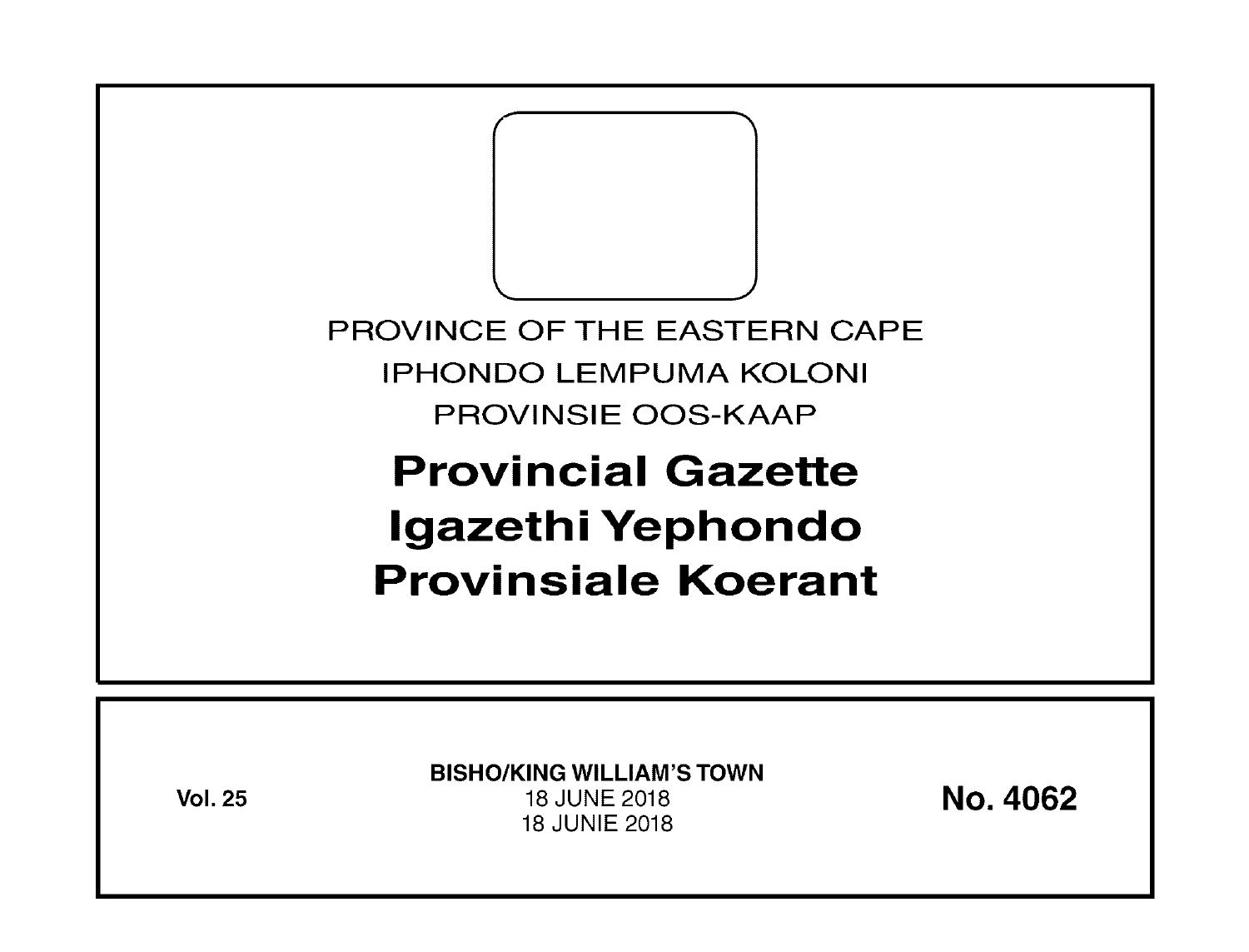PROVINCE OF THE EASTERN CAPE

IPHONDO LEMPUMA KOLONI

PROVINSIE OOS-KAAP

# Provincial Gazette
# Igazethi Yephondo
# Provinsiale Koerant

**Vol. 25**

**BISHO/KING WILLIAM'S TOWN**

18 JUNE 2018

18 JUNIE 2018

**No. 4062**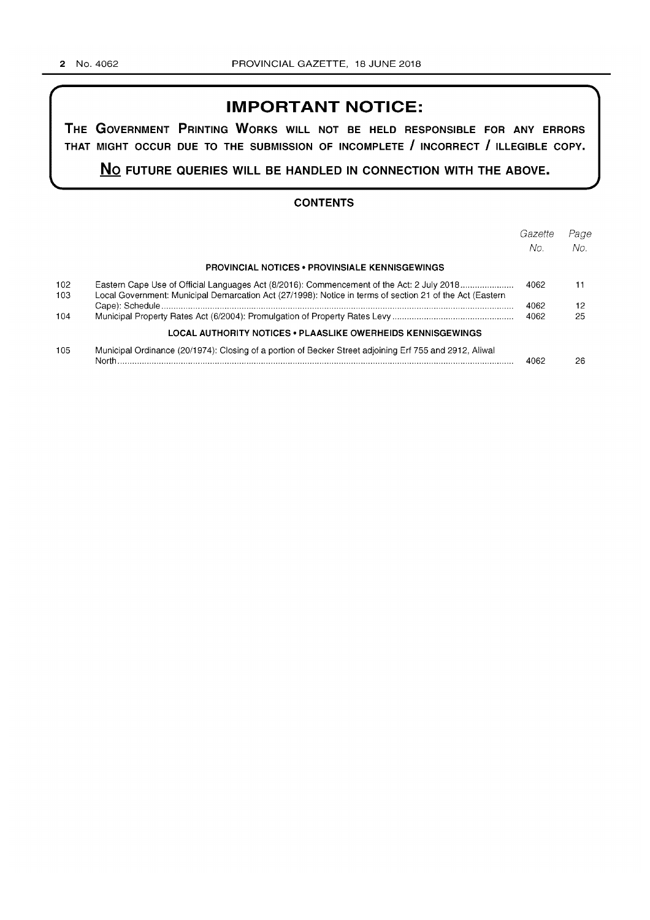# IMPORTANT NOTICE:

**THE GOVERNMENT PRINTING WORKS WILL NOT BE HELD RESPONSIBLE FOR ANY ERRORS THAT MIGHT OCCUR DUE TO THE SUBMISSION OF INCOMPLETE / INCORRECT / ILLEGIBLE COPY.**

**NO FUTURE QUERIES WILL BE HANDLED IN CONNECTION WITH THE ABOVE.**

## CONTENTS

| | | *Gazette No.* | *Page No.* |
|---|---|---|---|
| | **PROVINCIAL NOTICES • PROVINSIALE KENNISGEWINGS** | | |
| 102 | Eastern Cape Use of Official Languages Act (8/2016): Commencement of the Act: 2 July 2018 | 4062 | 11 |
| 103 | Local Government: Municipal Demarcation Act (27/1998): Notice in terms of section 21 of the Act (Eastern Cape): Schedule | 4062 | 12 |
| 104 | Municipal Property Rates Act (6/2004): Promulgation of Property Rates Levy | 4062 | 25 |
| | **LOCAL AUTHORITY NOTICES • PLAASLIKE OWERHEIDS KENNISGEWINGS** | | |
| 105 | Municipal Ordinance (20/1974): Closing of a portion of Becker Street adjoining Erf 755 and 2912, Aliwal North | 4062 | 26 |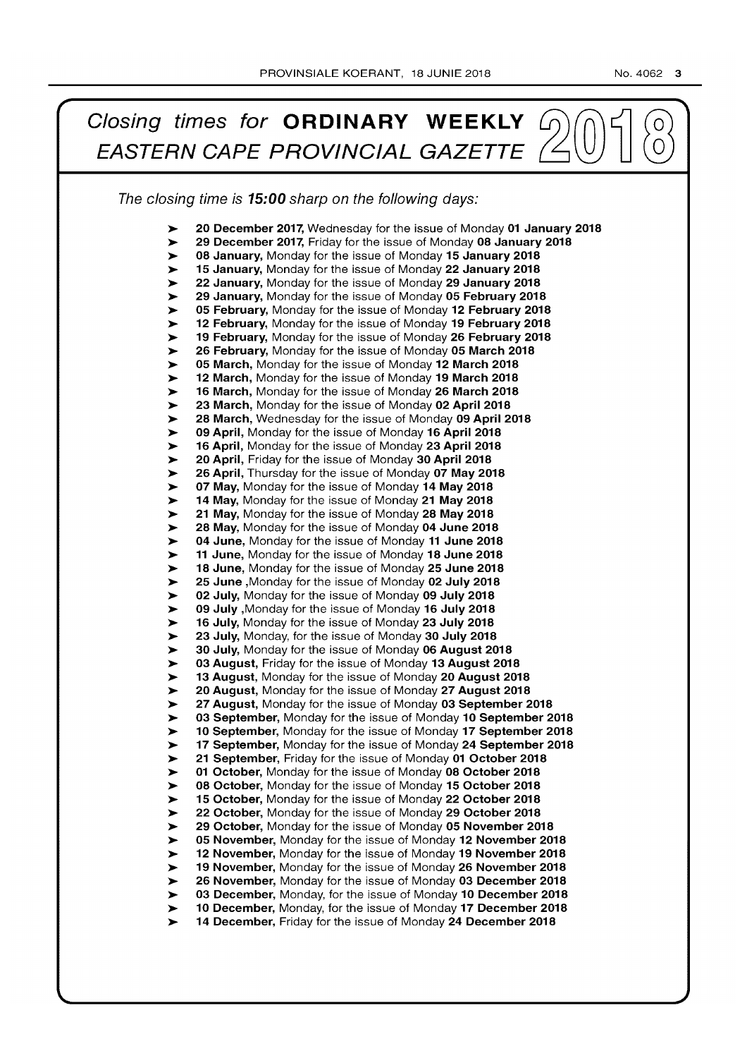# *Closing times for* **ORDINARY WEEKLY** *EASTERN CAPE PROVINCIAL GAZETTE* 2018

*The closing time is* ***15:00*** *sharp on the following days:*

- **20 December 2017,** Wednesday for the issue of Monday **01 January 2018**
- **29 December 2017,** Friday for the issue of Monday **08 January 2018**
- **08 January,** Monday for the issue of Monday **15 January 2018**
- **15 January,** Monday for the issue of Monday **22 January 2018**
- **22 January,** Monday for the issue of Monday **29 January 2018**
- **29 January,** Monday for the issue of Monday **05 February 2018**
- **05 February,** Monday for the issue of Monday **12 February 2018**
- **12 February,** Monday for the issue of Monday **19 February 2018**
- **19 February,** Monday for the issue of Monday **26 February 2018**
- **26 February,** Monday for the issue of Monday **05 March 2018**
- **05 March,** Monday for the issue of Monday **12 March 2018**
- **12 March,** Monday for the issue of Monday **19 March 2018**
- **16 March,** Monday for the issue of Monday **26 March 2018**
- **23 March,** Monday for the issue of Monday **02 April 2018**
- **28 March,** Wednesday for the issue of Monday **09 April 2018**
- **09 April,** Monday for the issue of Monday **16 April 2018**
- **16 April,** Monday for the issue of Monday **23 April 2018**
- **20 April,** Friday for the issue of Monday **30 April 2018**
- **26 April,** Thursday for the issue of Monday **07 May 2018**
- **07 May,** Monday for the issue of Monday **14 May 2018**
- **14 May,** Monday for the issue of Monday **21 May 2018**
- **21 May,** Monday for the issue of Monday **28 May 2018**
- **28 May,** Monday for the issue of Monday **04 June 2018**
- **04 June,** Monday for the issue of Monday **11 June 2018**
- **11 June,** Monday for the issue of Monday **18 June 2018**
- **18 June,** Monday for the issue of Monday **25 June 2018**
- **25 June** ,Monday for the issue of Monday **02 July 2018**
- **02 July,** Monday for the issue of Monday **09 July 2018**
- **09 July** ,Monday for the issue of Monday **16 July 2018**
- **16 July,** Monday for the issue of Monday **23 July 2018**
- **23 July,** Monday, for the issue of Monday **30 July 2018**
- **30 July,** Monday for the issue of Monday **06 August 2018**
- **03 August,** Friday for the issue of Monday **13 August 2018**
- **13 August,** Monday for the issue of Monday **20 August 2018**
- **20 August,** Monday for the issue of Monday **27 August 2018**
- **27 August,** Monday for the issue of Monday **03 September 2018**
- **03 September,** Monday for the issue of Monday **10 September 2018**
- **10 September,** Monday for the issue of Monday **17 September 2018**
- **17 September,** Monday for the issue of Monday **24 September 2018**
- **21 September,** Friday for the issue of Monday **01 October 2018**
- **01 October,** Monday for the issue of Monday **08 October 2018**
- **08 October,** Monday for the issue of Monday **15 October 2018**
- **15 October,** Monday for the issue of Monday **22 October 2018**
- **22 October,** Monday for the issue of Monday **29 October 2018**
- **29 October,** Monday for the issue of Monday **05 November 2018**
- **05 November,** Monday for the issue of Monday **12 November 2018**
- **12 November,** Monday for the issue of Monday **19 November 2018**
- **19 November,** Monday for the issue of Monday **26 November 2018**
- **26 November,** Monday for the issue of Monday **03 December 2018**
- **03 December,** Monday, for the issue of Monday **10 December 2018**
- **10 December,** Monday, for the issue of Monday **17 December 2018**
- **14 December,** Friday for the issue of Monday **24 December 2018**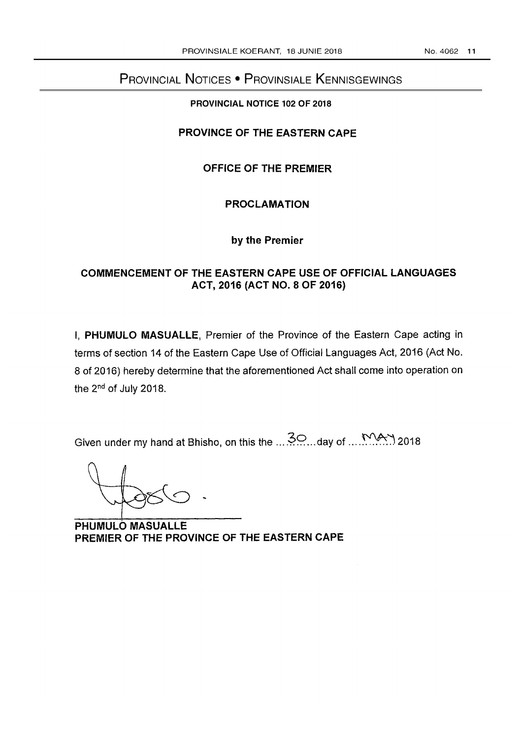# PROVINCIAL NOTICES • PROVINSIALE KENNISGEWINGS

**PROVINCIAL NOTICE 102 OF 2018**

**PROVINCE OF THE EASTERN CAPE**

**OFFICE OF THE PREMIER**

**PROCLAMATION**

**by the Premier**

**COMMENCEMENT OF THE EASTERN CAPE USE OF OFFICIAL LANGUAGES ACT, 2016 (ACT NO. 8 OF 2016)**

I, **PHUMULO MASUALLE**, Premier of the Province of the Eastern Cape acting in terms of section 14 of the Eastern Cape Use of Official Languages Act, 2016 (Act No. 8 of 2016) hereby determine that the aforementioned Act shall come into operation on the 2nd of July 2018.

Given under my hand at Bhisho, on this the ...30... day of ...MAY... 2018

**PHUMULO MASUALLE**
**PREMIER OF THE PROVINCE OF THE EASTERN CAPE**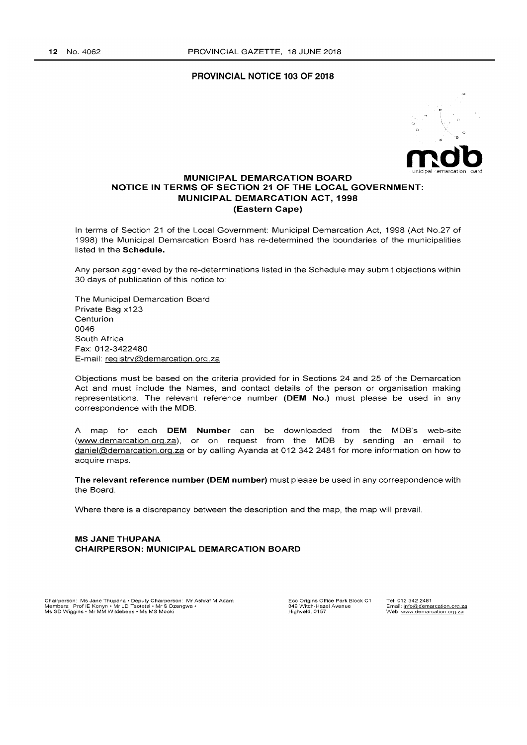## PROVINCIAL NOTICE 103 OF 2018

### MUNICIPAL DEMARCATION BOARD
### NOTICE IN TERMS OF SECTION 21 OF THE LOCAL GOVERNMENT: MUNICIPAL DEMARCATION ACT, 1998
### (Eastern Cape)

In terms of Section 21 of the Local Government: Municipal Demarcation Act, 1998 (Act No.27 of 1998) the Municipal Demarcation Board has re-determined the boundaries of the municipalities listed in the **Schedule.**

Any person aggrieved by the re-determinations listed in the Schedule may submit objections within 30 days of publication of this notice to:

The Municipal Demarcation Board
Private Bag x123
Centurion
0046
South Africa
Fax: 012-3422480
E-mail: registry@demarcation.org.za

Objections must be based on the criteria provided for in Sections 24 and 25 of the Demarcation Act and must include the Names, and contact details of the person or organisation making representations. The relevant reference number **(DEM No.)** must please be used in any correspondence with the MDB.

A map for each **DEM Number** can be downloaded from the MDB's web-site (www.demarcation.org.za), or on request from the MDB by sending an email to daniel@demarcation.org.za or by calling Ayanda at 012 342 2481 for more information on how to acquire maps.

**The relevant reference number (DEM number)** must please be used in any correspondence with the Board.

Where there is a discrepancy between the description and the map, the map will prevail.

**MS JANE THUPANA**
**CHAIRPERSON: MUNICIPAL DEMARCATION BOARD**

Chairperson: Ms Jane Thupana • Deputy Chairperson: Mr Ashraf M Adam
Members: Prof IE Konyn • Mr LD Tsotetsi • Mr S Dzengwa •
Ms SD Wiggins • Mr MM Wildebees • Ms MS Mooki

Eco Origins Office Park Block C1
349 Witch-Hazel Avenue
Highveld, 0157

Tel: 012 342 2481
Email: info@demarcation.org.za
Web: www.demarcation.org.za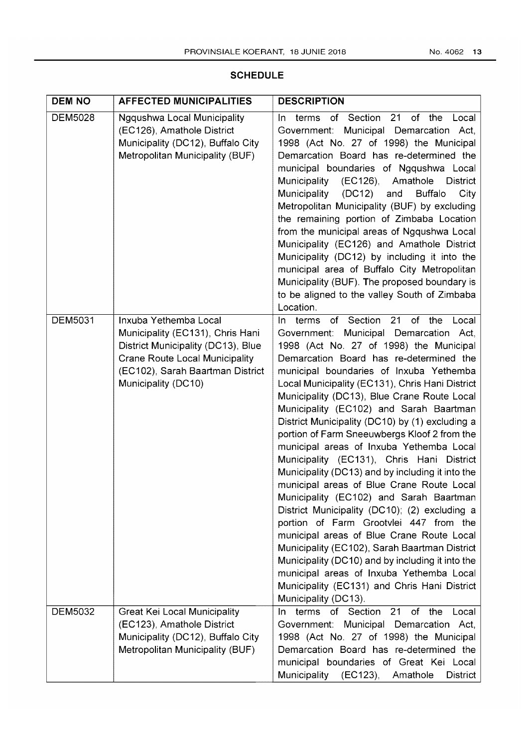## SCHEDULE

| DEM NO | AFFECTED MUNICIPALITIES | DESCRIPTION |
| --- | --- | --- |
| DEM5028 | Ngqushwa Local Municipality (EC126), Amathole District Municipality (DC12), Buffalo City Metropolitan Municipality (BUF) | In terms of Section 21 of the Local Government: Municipal Demarcation Act, 1998 (Act No. 27 of 1998) the Municipal Demarcation Board has re-determined the municipal boundaries of Ngqushwa Local Municipality (EC126), Amathole District Municipality (DC12) and Buffalo City Metropolitan Municipality (BUF) by excluding the remaining portion of Zimbaba Location from the municipal areas of Ngqushwa Local Municipality (EC126) and Amathole District Municipality (DC12) by including it into the municipal area of Buffalo City Metropolitan Municipality (BUF). The proposed boundary is to be aligned to the valley South of Zimbaba Location. |
| DEM5031 | Inxuba Yethemba Local Municipality (EC131), Chris Hani District Municipality (DC13), Blue Crane Route Local Municipality (EC102), Sarah Baartman District Municipality (DC10) | In terms of Section 21 of the Local Government: Municipal Demarcation Act, 1998 (Act No. 27 of 1998) the Municipal Demarcation Board has re-determined the municipal boundaries of Inxuba Yethemba Local Municipality (EC131), Chris Hani District Municipality (DC13), Blue Crane Route Local Municipality (EC102) and Sarah Baartman District Municipality (DC10) by (1) excluding a portion of Farm Sneeuwbergs Kloof 2 from the municipal areas of Inxuba Yethemba Local Municipality (EC131), Chris Hani District Municipality (DC13) and by including it into the municipal areas of Blue Crane Route Local Municipality (EC102) and Sarah Baartman District Municipality (DC10); (2) excluding a portion of Farm Grootvlei 447 from the municipal areas of Blue Crane Route Local Municipality (EC102), Sarah Baartman District Municipality (DC10) and by including it into the municipal areas of Inxuba Yethemba Local Municipality (EC131) and Chris Hani District Municipality (DC13). |
| DEM5032 | Great Kei Local Municipality (EC123), Amathole District Municipality (DC12), Buffalo City Metropolitan Municipality (BUF) | In terms of Section 21 of the Local Government: Municipal Demarcation Act, 1998 (Act No. 27 of 1998) the Municipal Demarcation Board has re-determined the municipal boundaries of Great Kei Local Municipality (EC123), Amathole District |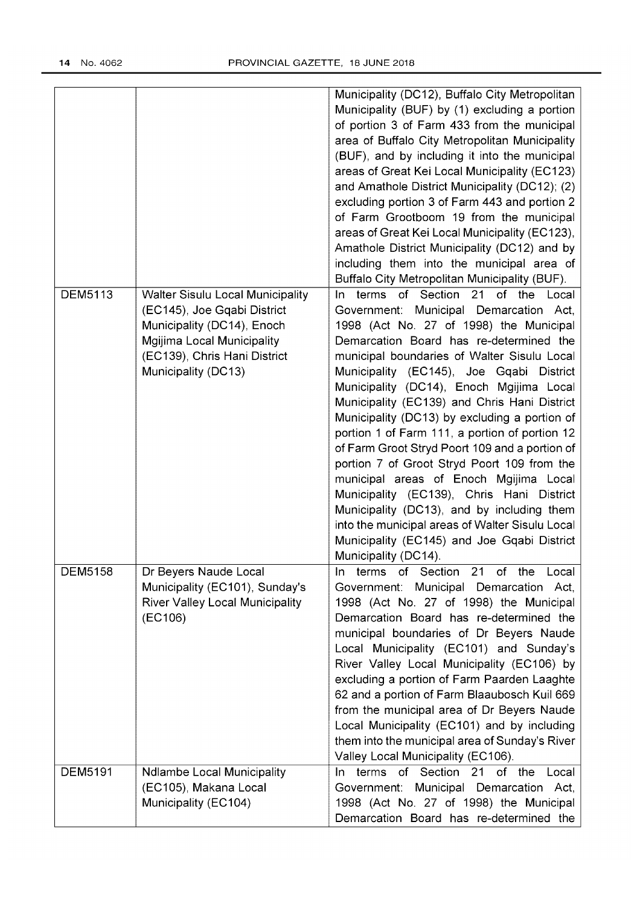| | | |
|---|---|---|
| | | Municipality (DC12), Buffalo City Metropolitan Municipality (BUF) by (1) excluding a portion of portion 3 of Farm 433 from the municipal area of Buffalo City Metropolitan Municipality (BUF), and by including it into the municipal areas of Great Kei Local Municipality (EC123) and Amathole District Municipality (DC12); (2) excluding portion 3 of Farm 443 and portion 2 of Farm Grootboom 19 from the municipal areas of Great Kei Local Municipality (EC123), Amathole District Municipality (DC12) and by including them into the municipal area of Buffalo City Metropolitan Municipality (BUF). |
| DEM5113 | Walter Sisulu Local Municipality (EC145), Joe Gqabi District Municipality (DC14), Enoch Mgijima Local Municipality (EC139), Chris Hani District Municipality (DC13) | In terms of Section 21 of the Local Government: Municipal Demarcation Act, 1998 (Act No. 27 of 1998) the Municipal Demarcation Board has re-determined the municipal boundaries of Walter Sisulu Local Municipality (EC145), Joe Gqabi District Municipality (DC14), Enoch Mgijima Local Municipality (EC139) and Chris Hani District Municipality (DC13) by excluding a portion of portion 1 of Farm 111, a portion of portion 12 of Farm Groot Stryd Poort 109 and a portion of portion 7 of Groot Stryd Poort 109 from the municipal areas of Enoch Mgijima Local Municipality (EC139), Chris Hani District Municipality (DC13), and by including them into the municipal areas of Walter Sisulu Local Municipality (EC145) and Joe Gqabi District Municipality (DC14). |
| DEM5158 | Dr Beyers Naude Local Municipality (EC101), Sunday's River Valley Local Municipality (EC106) | In terms of Section 21 of the Local Government: Municipal Demarcation Act, 1998 (Act No. 27 of 1998) the Municipal Demarcation Board has re-determined the municipal boundaries of Dr Beyers Naude Local Municipality (EC101) and Sunday's River Valley Local Municipality (EC106) by excluding a portion of Farm Paarden Laaghte 62 and a portion of Farm Blaaubosch Kuil 669 from the municipal area of Dr Beyers Naude Local Municipality (EC101) and by including them into the municipal area of Sunday's River Valley Local Municipality (EC106). |
| DEM5191 | Ndlambe Local Municipality (EC105), Makana Local Municipality (EC104) | In terms of Section 21 of the Local Government: Municipal Demarcation Act, 1998 (Act No. 27 of 1998) the Municipal Demarcation Board has re-determined the |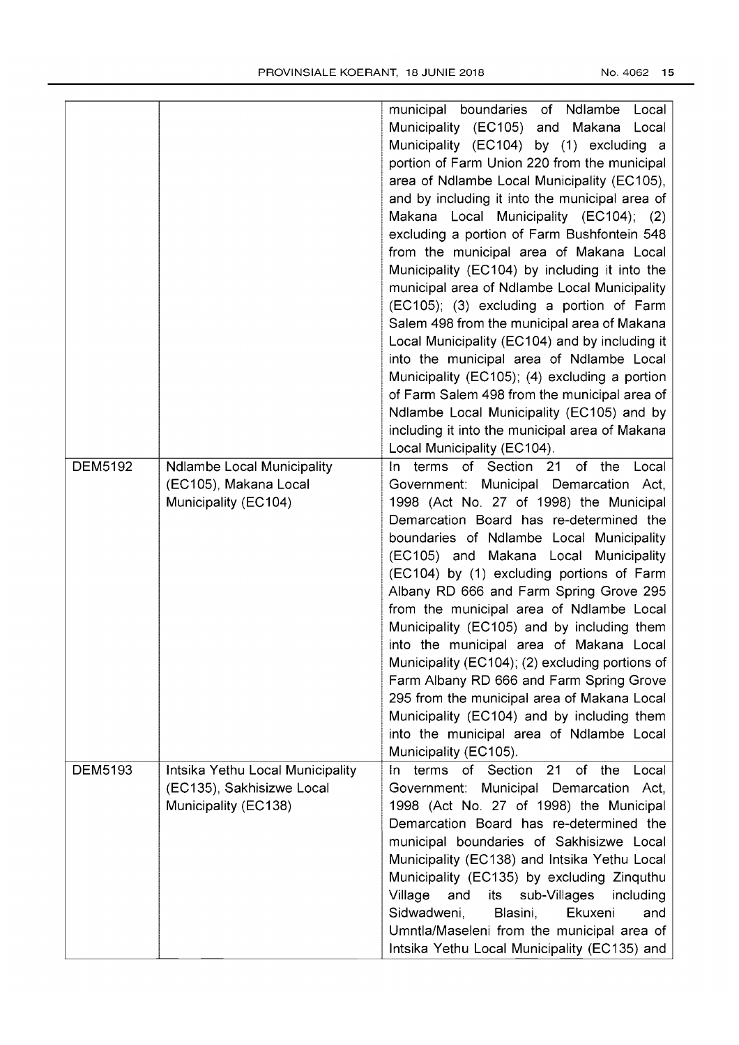| | | |
|---|---|---|
| | | municipal boundaries of Ndlambe Local Municipality (EC105) and Makana Local Municipality (EC104) by (1) excluding a portion of Farm Union 220 from the municipal area of Ndlambe Local Municipality (EC105), and by including it into the municipal area of Makana Local Municipality (EC104); (2) excluding a portion of Farm Bushfontein 548 from the municipal area of Makana Local Municipality (EC104) by including it into the municipal area of Ndlambe Local Municipality (EC105); (3) excluding a portion of Farm Salem 498 from the municipal area of Makana Local Municipality (EC104) and by including it into the municipal area of Ndlambe Local Municipality (EC105); (4) excluding a portion of Farm Salem 498 from the municipal area of Ndlambe Local Municipality (EC105) and by including it into the municipal area of Makana Local Municipality (EC104). |
| DEM5192 | Ndlambe Local Municipality (EC105), Makana Local Municipality (EC104) | In terms of Section 21 of the Local Government: Municipal Demarcation Act, 1998 (Act No. 27 of 1998) the Municipal Demarcation Board has re-determined the boundaries of Ndlambe Local Municipality (EC105) and Makana Local Municipality (EC104) by (1) excluding portions of Farm Albany RD 666 and Farm Spring Grove 295 from the municipal area of Ndlambe Local Municipality (EC105) and by including them into the municipal area of Makana Local Municipality (EC104); (2) excluding portions of Farm Albany RD 666 and Farm Spring Grove 295 from the municipal area of Makana Local Municipality (EC104) and by including them into the municipal area of Ndlambe Local Municipality (EC105). |
| DEM5193 | Intsika Yethu Local Municipality (EC135), Sakhisizwe Local Municipality (EC138) | In terms of Section 21 of the Local Government: Municipal Demarcation Act, 1998 (Act No. 27 of 1998) the Municipal Demarcation Board has re-determined the municipal boundaries of Sakhisizwe Local Municipality (EC138) and Intsika Yethu Local Municipality (EC135) by excluding Zinquthu Village and its sub-Villages including Sidwadweni, Blasini, Ekuxeni and Umntla/Maseleni from the municipal area of Intsika Yethu Local Municipality (EC135) and |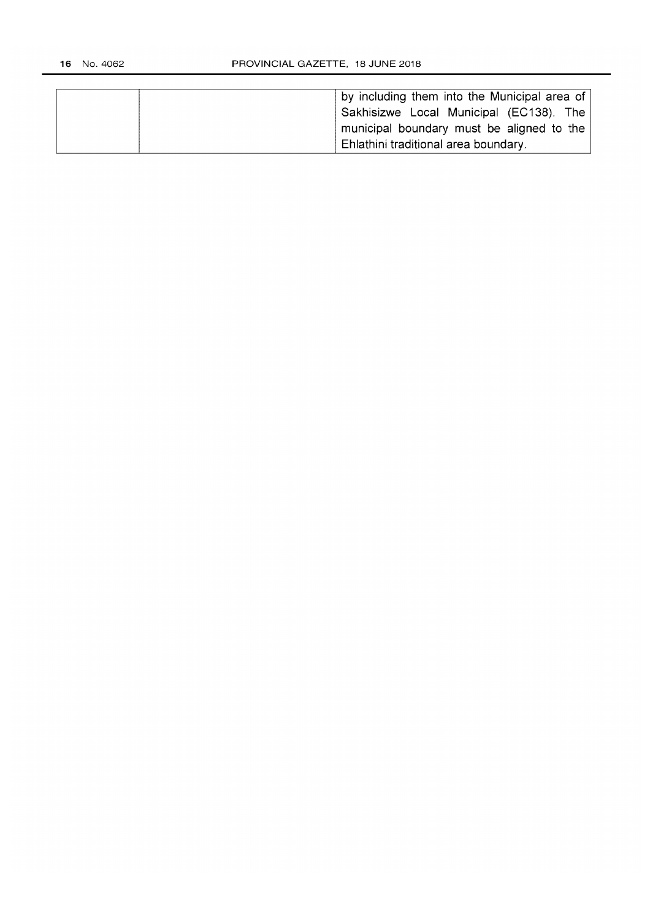|  |  |  |
|---|---|---|
|  |  | by including them into the Municipal area of Sakhisizwe Local Municipal (EC138). The municipal boundary must be aligned to the Ehlathini traditional area boundary. |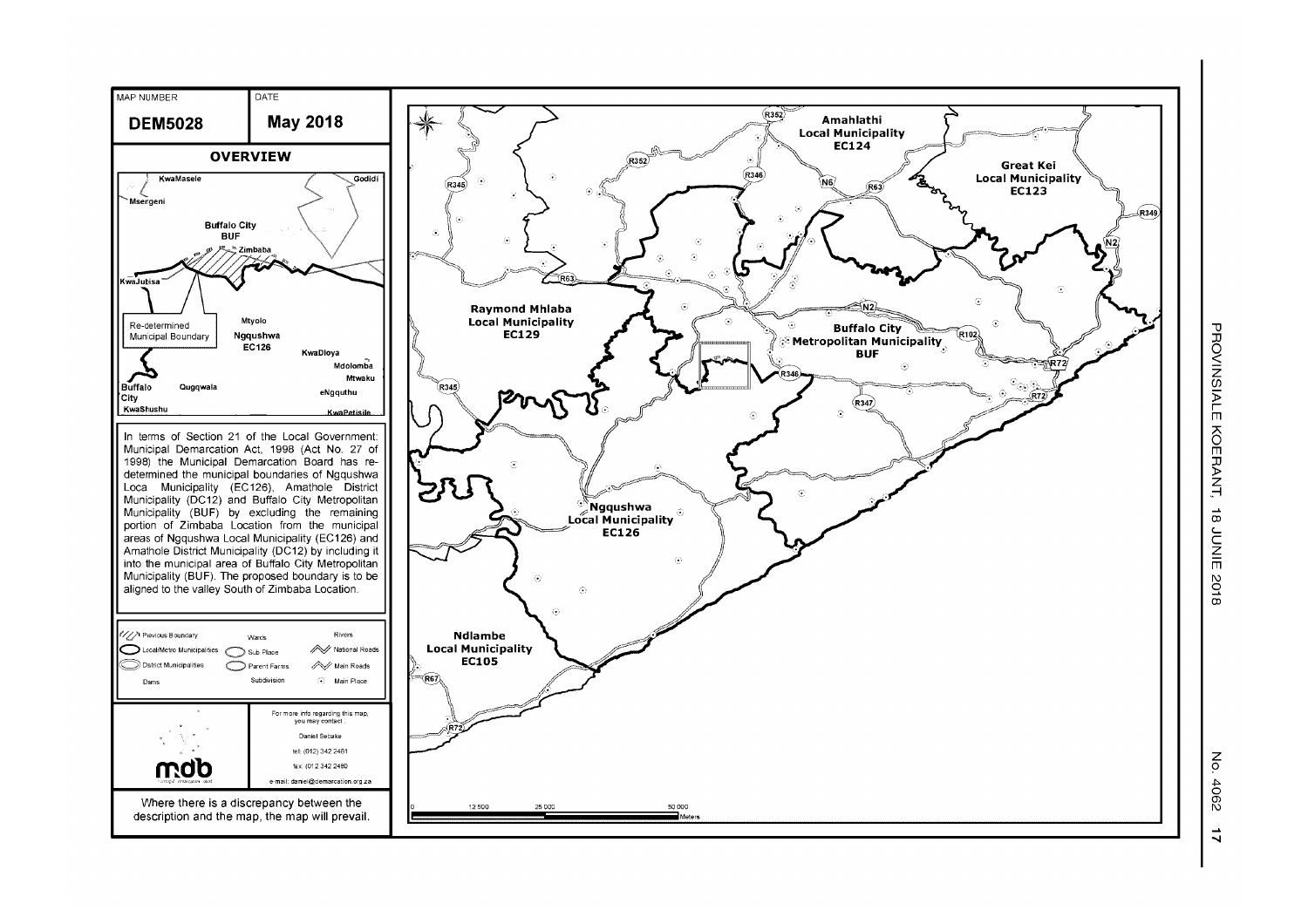| MAP NUMBER | DATE |
| --- | --- |
| **DEM5028** | **May 2018** |

**OVERVIEW**

In terms of Section 21 of the Local Government: Municipal Demarcation Act, 1998 (Act No. 27 of 1998) the Municipal Demarcation Board has re-determined the municipal boundaries of Ngqushwa Loca Municipality (EC126), Amathole District Municipality (DC12) and Buffalo City Metropolitan Municipality (BUF) by excluding the remaining portion of Zimbaba Location from the municipal areas of Ngqushwa Local Municipality (EC126) and Amathole District Municipality (DC12) by including it into the municipal area of Buffalo City Metropolitan Municipality (BUF). The proposed boundary is to be aligned to the valley South of Zimbaba Location.

For more info regarding this map, you may contact :
Daniel Sebake
tel: (012) 342 2481
fax: (012 342 2480
e-mail: daniel@demarcation.org.za

Where there is a discrepancy between the description and the map, the map will prevail.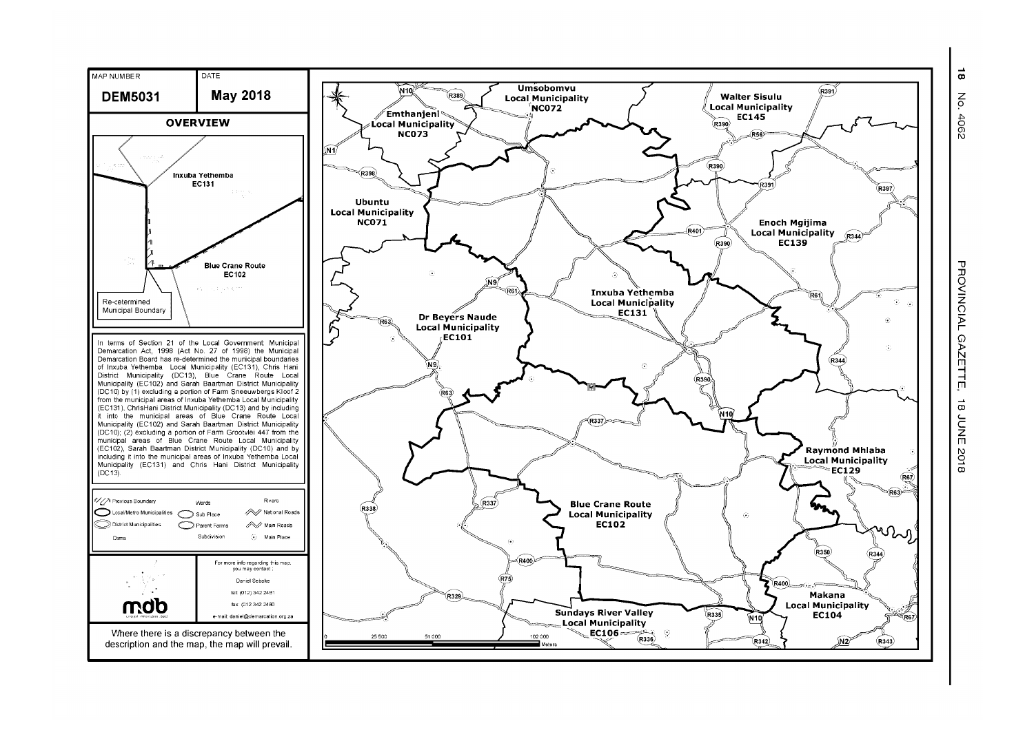| MAP NUMBER | DATE |
| --- | --- |
| **DEM5031** | **May 2018** |

**OVERVIEW**

Inxuba Yethemba EC131

Blue Crane Route EC102

Re-determined Municipal Boundary

In terms of Section 21 of the Local Government: Municipal Demarcation Act, 1998 (Act No. 27 of 1998) the Municipal Demarcation Board has re-determined the municipal boundaries of Inxuba Yethemba Local Municipality (EC131), Chris Hani District Municipality (DC13), Blue Crane Route Local Municipality (EC102) and Sarah Baartman District Municipality (DC10) by (1) excluding a portion of Farm Sneeuwbergs Kloof 2 from the municipal areas of Inxuba Yethemba Local Municipality (EC131), ChrisHani District Municipality (DC13) and by including it into the municipal areas of Blue Crane Route Local Municipality (EC102) and Sarah Baartman District Municipality (DC10); (2) excluding a portion of Farm Grootvlei 447 from the municipal areas of Blue Crane Route Local Municipality (EC102), Sarah Baartman District Municipality (DC10) and by including it into the municipal areas of Inxuba Yethemba Local Municipality (EC131) and Chris Hani District Municipality (DC13).

| | | |
| --- | --- | --- |
| Previous Boundary | Wards | Rivers |
| Local/Metro Municipalities | Sub Place | National Roads |
| District Municipalities | Parent Farms | Main Roads |
| Dams | Subdivision | Main Place |

For more info regarding this map, you may contact:
Daniel Sebake
tel: (012) 342 2481
fax: (012) 342 2480
e-mail: daniel@demarcation.org.za

Where there is a discrepancy between the description and the map, the map will prevail.

Umsobomvu Local Municipality NC072

Walter Sisulu Local Municipality EC145

Emthanjeni Local Municipality NC073

Ubuntu Local Municipality NC071

Enoch Mgijima Local Municipality EC139

Inxuba Yethemba Local Municipality EC131

Dr Beyers Naude Local Municipality EC101

Raymond Mhlaba Local Municipality EC129

Blue Crane Route Local Municipality EC102

Makana Local Municipality EC104

Sundays River Valley Local Municipality EC106

0 25 500 51 000 102 000 Meters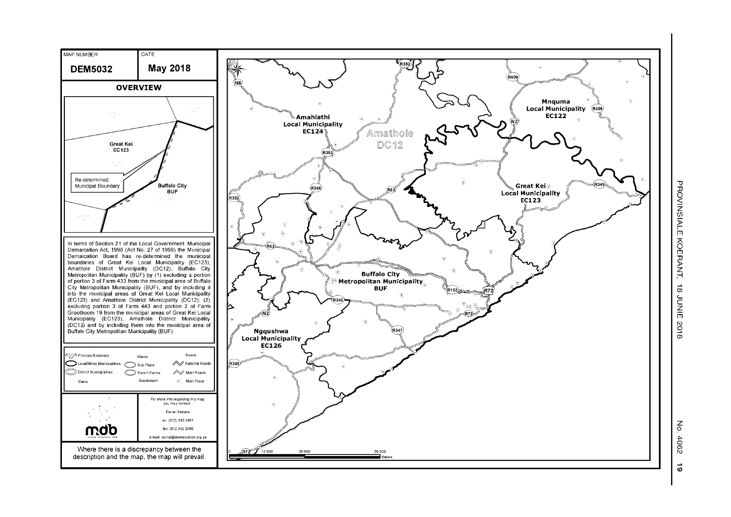| MAP NUMBER | DATE |
| --- | --- |
| **DEM5032** | **May 2018** |

## OVERVIEW

Great Kei
EC123

Re-determined Municipal Boundary

Buffalo City
BUF

In terms of Section 21 of the Local Government: Municipal Demarcation Act, 1998 (Act No. 27 of 1998) the Municipal Demarcation Board has re-determined the municipal boundaries of Great Kei Local Municipality (EC123), Amathole District Municipality (DC12), Buffalo City Metropolitan Municipality (BUF) by (1) excluding a portion of portion 3 of Farm 433 from the municipal area of Buffalo City Metropolitan Municipality (BUF), and by including it into the municipal areas of Great Kei Local Municipality (EC123) and Amathole District Municipality (DC12); (2) excluding portion 3 of Farm 443 and portion 2 of Farm Grootboom 19 from the municipal areas of Great Kei Local Municipality (EC123), Amathole District Municipality (DC12) and by including them into the municipal area of Buffalo City Metropolitan Municipality (BUF).

Previous Boundary | Wards | Rivers
Local/Metro Municipalities | Sub Place | National Roads
District Municipalities | Parent Farms | Main Roads
Dams | Subdivision | Main Place

mdb

For more info regarding this map, you may contact:
Daniel Sebake
tel: (012) 342 2481
fax: (012) 342 2480
e-mail: daniel@demarcation.org.za

Where there is a discrepancy between the description and the map, the map will prevail.

Mnquma Local Municipality EC122

Amahlathi Local Municipality EC124

Amathole DC12

Great Kei Local Municipality EC123

Buffalo City Metropolitan Municipality BUF

Ngqushwa Local Municipality EC126

N6, N2, R352, R409, R346, R63, R349, R102, R72, R347, R345

0 12 500 25 000 50 000 Meters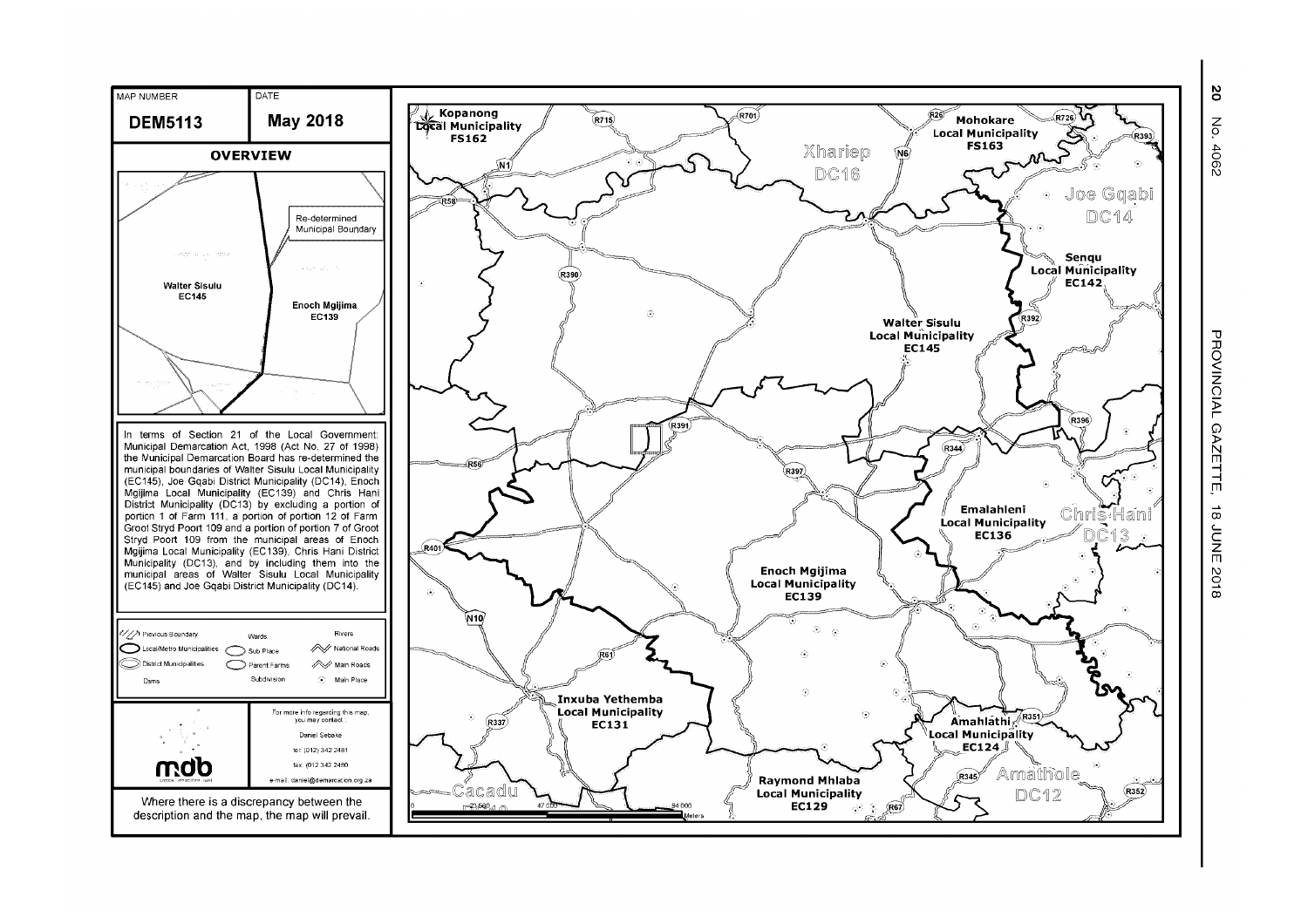| MAP NUMBER | DATE |
| --- | --- |
| **DEM5113** | **May 2018** |

**OVERVIEW**

Re-determined Municipal Boundary

Walter Sisulu EC145

Enoch Mgijima EC139

In terms of Section 21 of the Local Government: Municipal Demarcation Act, 1998 (Act No. 27 of 1998) the Municipal Demarcation Board has re-determined the municipal boundaries of Walter Sisulu Local Municipality (EC145), Joe Gqabi District Municipality (DC14), Enoch Mgijima Local Municipality (EC139) and Chris Hani District Municipality (DC13) by excluding a portion of portion 1 of Farm 111, a portion of portion 12 of Farm Groot Stryd Poort 109 and a portion of portion 7 of Groot Stryd Poort 109 from the municipal areas of Enoch Mgijima Local Municipality (EC139), Chris Hani District Municipality (DC13), and by including them into the municipal areas of Walter Sisulu Local Municipality (EC145) and Joe Gqabi District Municipality (DC14).

Previous Boundary | Local/Metro Municipalities | District Municipalities | Dams | Wards | Sub Place | Parent Farms | Subdivision | Rivers | National Roads | Main Roads | Main Place

For more info regarding this map, you may contact :
Daniel Sebake
tel: (012) 342 2481
fax: (012 342 2480
e-mail: daniel@demarcation.org.za

Where there is a discrepancy between the description and the map, the map will prevail.

Kopanong Local Municipality FS162 | Mohokare Local Municipality FS163 | Xhariep DC16 | Joe Gqabi DC14 | Senqu Local Municipality EC142 | Walter Sisulu Local Municipality EC145 | Emalahleni Local Municipality EC136 | Chris Hani DC13 | Enoch Mgijima Local Municipality EC139 | Inxuba Yethemba Local Municipality EC131 | Amahlathi Local Municipality EC124 | Amathole DC12 | Raymond Mhlaba Local Municipality EC129 | Cacadu

R715 | R701 | R26 | R726 | R393 | N1 | N6 | R58 | R390 | R392 | R396 | R391 | R344 | R56 | R397 | R401 | N10 | R61 | R337 | R351 | R345 | R352 | R67

0 | 47 000 | 94 000 Meters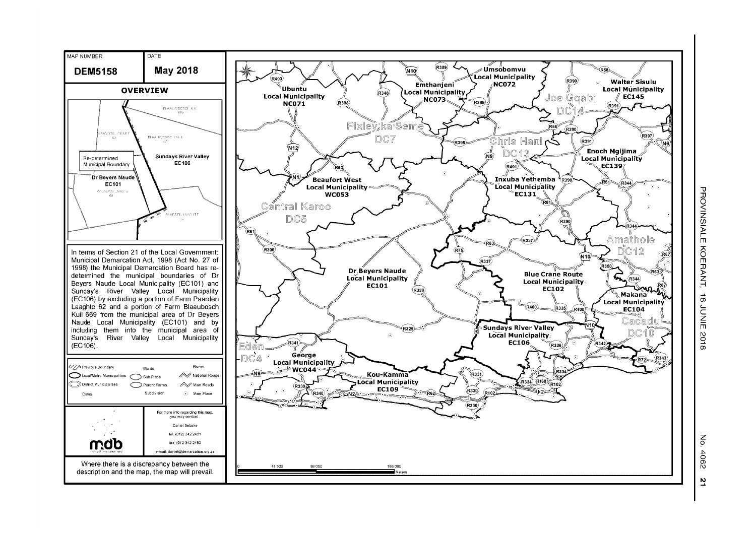| MAP NUMBER | DATE |
| --- | --- |
| **DEM5158** | **May 2018** |

**OVERVIEW**

Re-determined Municipal Boundary

**Sundays River Valley EC106**

**Dr Beyers Naude EC101**

In terms of Section 21 of the Local Government: Municipal Demarcation Act, 1998 (Act No. 27 of 1998) the Municipal Demarcation Board has re-determined the municipal boundaries of Dr Beyers Naude Local Municipality (EC101) and Sunday's River Valley Local Municipality (EC106) by excluding a portion of Farm Paarden Laaghte 62 and a portion of Farm Blaaubosch Kuil 669 from the municipal area of Dr Beyers Naude Local Municipality (EC101) and by including them into the municipal area of Sunday's River Valley Local Municipality (EC106).

Previous Boundary | Local/Metro Municipalities | District Municipalities | Dams | Wards | Sub Place | Parent Farms | Subdivision | Rivers | National Roads | Main Roads | Main Place

For more info regarding this map, you may contact :

Daniel Sebake

tel: (012) 342 2481

fax: (012 342 2480

e-mail: daniel@demarcation.org.za

Where there is a discrepancy between the description and the map, the map will prevail.

Umsobomvu Local Municipality NC072 · Walter Sisulu Local Municipality EC145 · Emthanjeni Local Municipality NC073 · Ubuntu Local Municipality NC071 · Joe Gqabi DC14 · Pixley ka Seme DC7 · Chris Hani DC13 · Enoch Mgijima Local Municipality EC139 · Beaufort West Local Municipality WC053 · Inxuba Yethemba Local Municipality EC131 · Central Karoo DC5 · Amathole DC12 · Dr Beyers Naude Local Municipality EC101 · Blue Crane Route Local Municipality EC102 · Makana Local Municipality EC104 · Cacadu DC10 · Sundays River Valley Local Municipality EC106 · Eden DC4 · George Local Municipality WC044 · Kou-Kamma Local Municipality EC109

0 · 41 500 · 83 000 · 166 000 Meters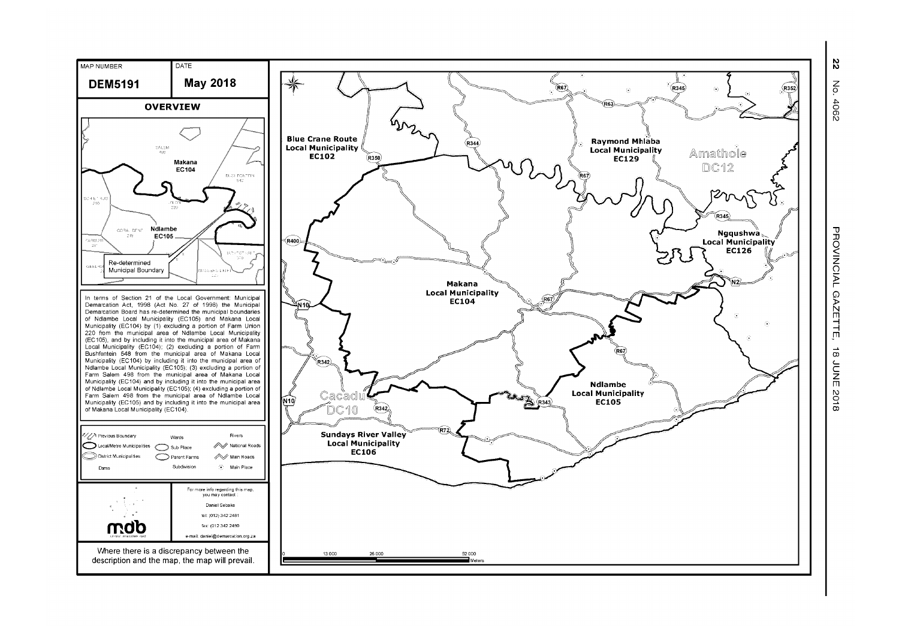| MAP NUMBER | DATE |
| --- | --- |
| **DEM5191** | **May 2018** |

## OVERVIEW

In terms of Section 21 of the Local Government: Municipal Demarcation Act, 1998 (Act No. 27 of 1998) the Municipal Demarcation Board has re-determined the municipal boundaries of Ndlambe Local Municipality (EC105) and Makana Local Municipality (EC104) by (1) excluding a portion of Farm Union 220 from the municipal area of Ndlambe Local Municipality (EC105), and by including it into the municipal area of Makana Local Municipality (EC104); (2) excluding a portion of Farm Bushfontein 548 from the municipal area of Makana Local Municipality (EC104) by including it into the municipal area of Ndlambe Local Municipality (EC105); (3) excluding a portion of Farm Salem 498 from the municipal area of Makana Local Municipality (EC104) and by including it into the municipal area of Ndlambe Local Municipality (EC105); (4) excluding a portion of Farm Salem 498 from the municipal area of Ndlambe Local Municipality (EC105) and by including it into the municipal area of Makana Local Municipality (EC104).

For more info regarding this map, you may contact:

Daniel Sebake

tel: (012) 342 2481

fax: (012) 342 2480

e-mail: daniel@demarcation.org.za

Where there is a discrepancy between the description and the map, the map will prevail.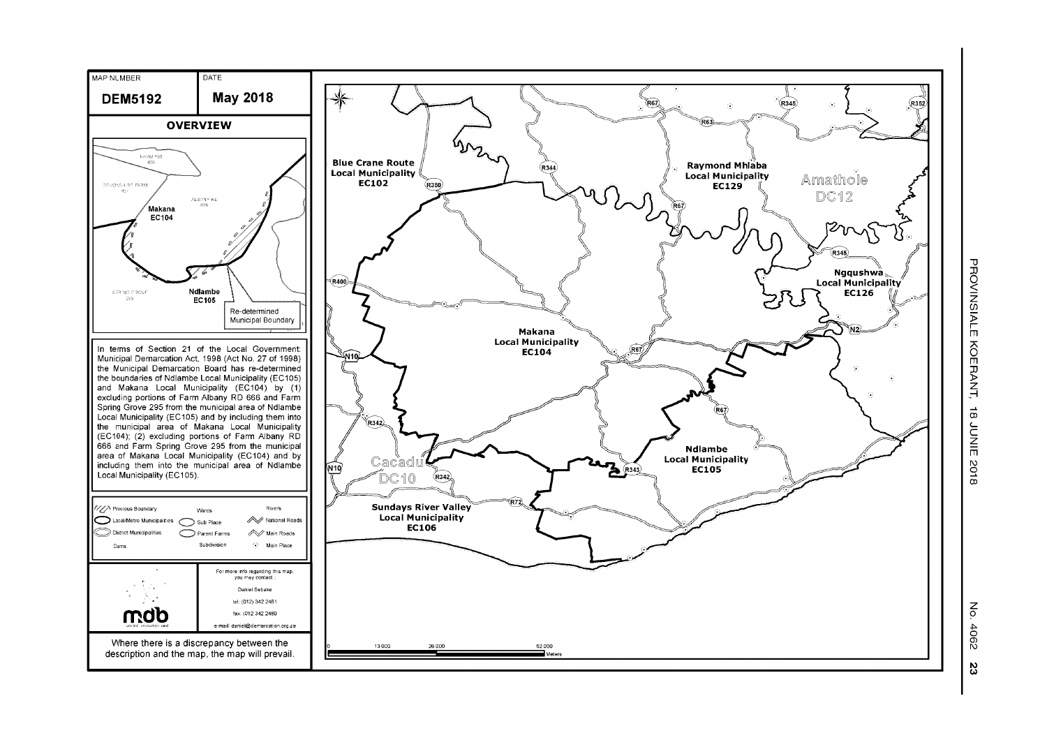| MAP NUMBER | DATE |
| --- | --- |
| **DEM5192** | **May 2018** |

## OVERVIEW

Makana EC104

Ndlambe EC105

Re-determined Municipal Boundary

In terms of Section 21 of the Local Government: Municipal Demarcation Act, 1998 (Act No. 27 of 1998) the Municipal Demarcation Board has re-determined the boundaries of Ndlambe Local Municipality (EC105) and Makana Local Municipality (EC104) by (1) excluding portions of Farm Albany RD 666 and Farm Spring Grove 295 from the municipal area of Ndlambe Local Municipality (EC105) and by including them into the municipal area of Makana Local Municipality (EC104); (2) excluding portions of Farm Albany RD 666 and Farm Spring Grove 295 from the municipal area of Makana Local Municipality (EC104) and by including them into the municipal area of Ndlambe Local Municipality (EC105).

Previous Boundary | Wards | Rivers
Local/Metro Municipalities | Sub Place | National Roads
District Municipalities | Parent Farms | Main Roads
Dams | Subdivision | Main Place

For more info regarding this map, you may contact:
Daniel Sebake
tel: (012) 342 2481
fax: (012 342 2480
e-mail: daniel@demarcation.org.za

Where there is a discrepancy between the description and the map, the map will prevail.

Blue Crane Route Local Municipality EC102

Raymond Mhlaba Local Municipality EC129

Amathole DC12

Ngqushwa Local Municipality EC126

Makana Local Municipality EC104

Ndlambe Local Municipality EC105

Cacadu DC10

Sundays River Valley Local Municipality EC106

0 13 000 26 000 52 000 Meters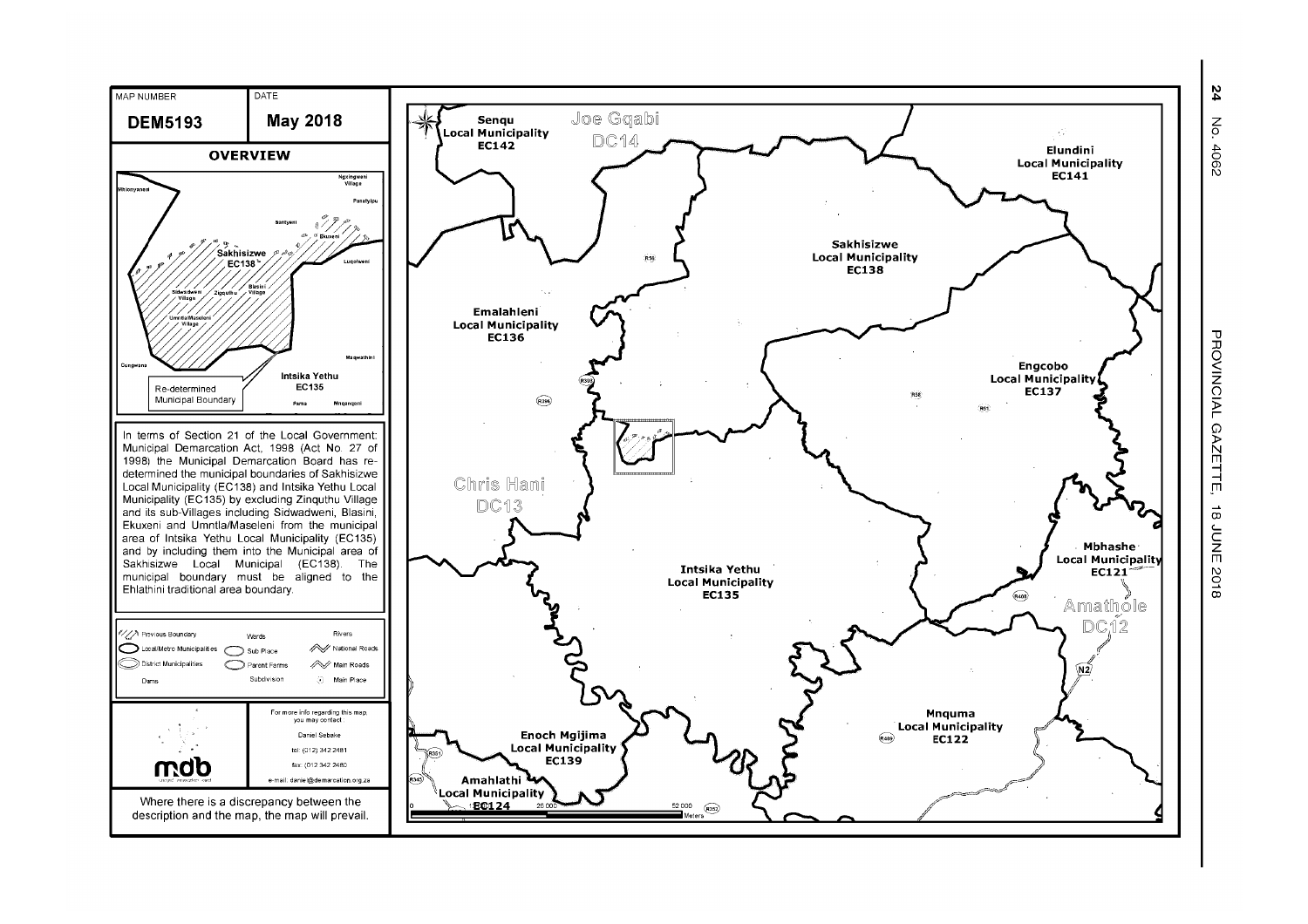| MAP NUMBER | DATE |
| --- | --- |
| **DEM5193** | **May 2018** |

**OVERVIEW**

Sakhisizwe EC138

Intsika Yethu EC135

Re-determined Municipal Boundary

In terms of Section 21 of the Local Government: Municipal Demarcation Act, 1998 (Act No. 27 of 1998) the Municipal Demarcation Board has re-determined the municipal boundaries of Sakhisizwe Local Municipality (EC138) and Intsika Yethu Local Municipality (EC135) by excluding Zinquthu Village and its sub-Villages including Sidwadweni, Blasini, Ekuxeni and Umntla/Maseleni from the municipal area of Intsika Yethu Local Municipality (EC135) and by including them into the Municipal area of Sakhisizwe Local Municipal (EC138). The municipal boundary must be aligned to the Ehlathini traditional area boundary.

Previous Boundary | Wards | Rivers
Local/Metro Municipalities | Sub Place | National Roads
District Municipalities | Parent Farms | Main Roads
Dams | Subdivision | Main Place

For more info regarding this map, you may contact:
Daniel Sebake
tel: (012) 342 2481
fax: (012) 342 2480
e-mail: daniel@demarcation.org.za

Where there is a discrepancy between the description and the map, the map will prevail.

Senqu Local Municipality EC142 | Joe Gqabi DC14 | Elundini Local Municipality EC141 | Sakhisizwe Local Municipality EC138 | Emalahleni Local Municipality EC136 | Engcobo Local Municipality EC137 | Chris Hani DC13 | Mbhashe Local Municipality EC121 | Intsika Yethu Local Municipality EC135 | Amathole DC12 | Mnquma Local Municipality EC122 | Enoch Mgijima Local Municipality EC139 | Amahlathi Local Municipality EC124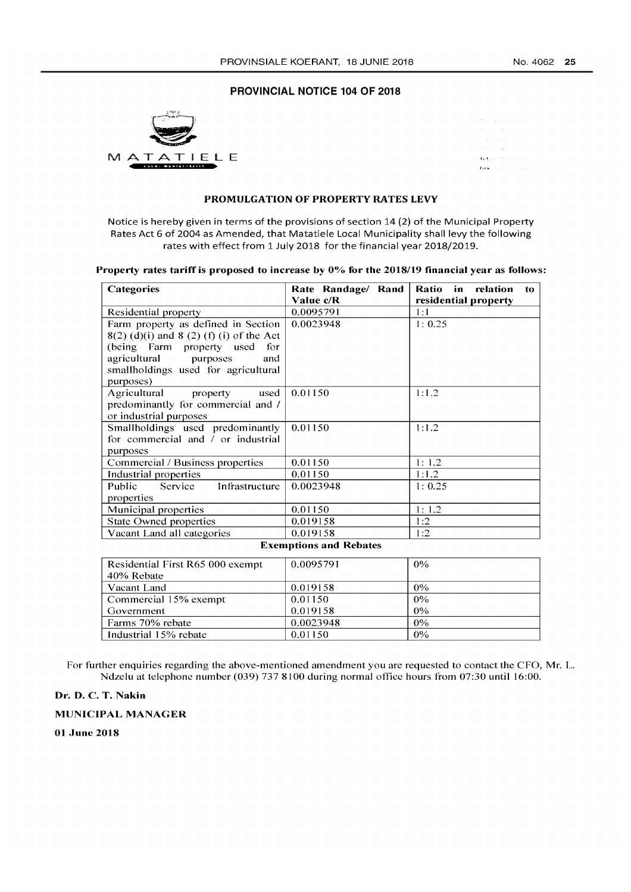## PROVINCIAL NOTICE 104 OF 2018

MATATIELE

### PROMULGATION OF PROPERTY RATES LEVY

Notice is hereby given in terms of the provisions of section 14 (2) of the Municipal Property Rates Act 6 of 2004 as Amended, that Matatiele Local Municipality shall levy the following rates with effect from 1 July 2018 for the financial year 2018/2019.

**Property rates tariff is proposed to increase by 0% for the 2018/19 financial year as follows:**

| Categories | Rate Randage/ Rand Value c/R | Ratio in relation to residential property |
|---|---|---|
| Residential property | 0.0095791 | 1:1 |
| Farm property as defined in Section 8(2) (d)(i) and 8 (2) (f) (i) of the Act (being Farm property used for agricultural purposes and smallholdings used for agricultural purposes) | 0.0023948 | 1: 0.25 |
| Agricultural property used predominantly for commercial and / or industrial purposes | 0.01150 | 1:1.2 |
| Smallholdings used predominantly for commercial and / or industrial purposes | 0.01150 | 1:1.2 |
| Commercial / Business properties | 0.01150 | 1: 1.2 |
| Industrial properties | 0.01150 | 1:1.2 |
| Public Service Infrastructure properties | 0.0023948 | 1: 0.25 |
| Municipal properties | 0.01150 | 1: 1.2 |
| State Owned properties | 0.019158 | 1:2 |
| Vacant Land all categories | 0.019158 | 1:2 |

**Exemptions and Rebates**

| | | |
|---|---|---|
| Residential First R65 000 exempt 40% Rebate | 0.0095791 | 0% |
| Vacant Land | 0.019158 | 0% |
| Commercial 15% exempt | 0.01150 | 0% |
| Government | 0.019158 | 0% |
| Farms 70% rebate | 0.0023948 | 0% |
| Industrial 15% rebate | 0.01150 | 0% |

For further enquiries regarding the above-mentioned amendment you are requested to contact the CFO, Mr. L. Ndzelu at telephone number (039) 737 8100 during normal office hours from 07:30 until 16:00.

**Dr. D. C. T. Nakin**

**MUNICIPAL MANAGER**

**01 June 2018**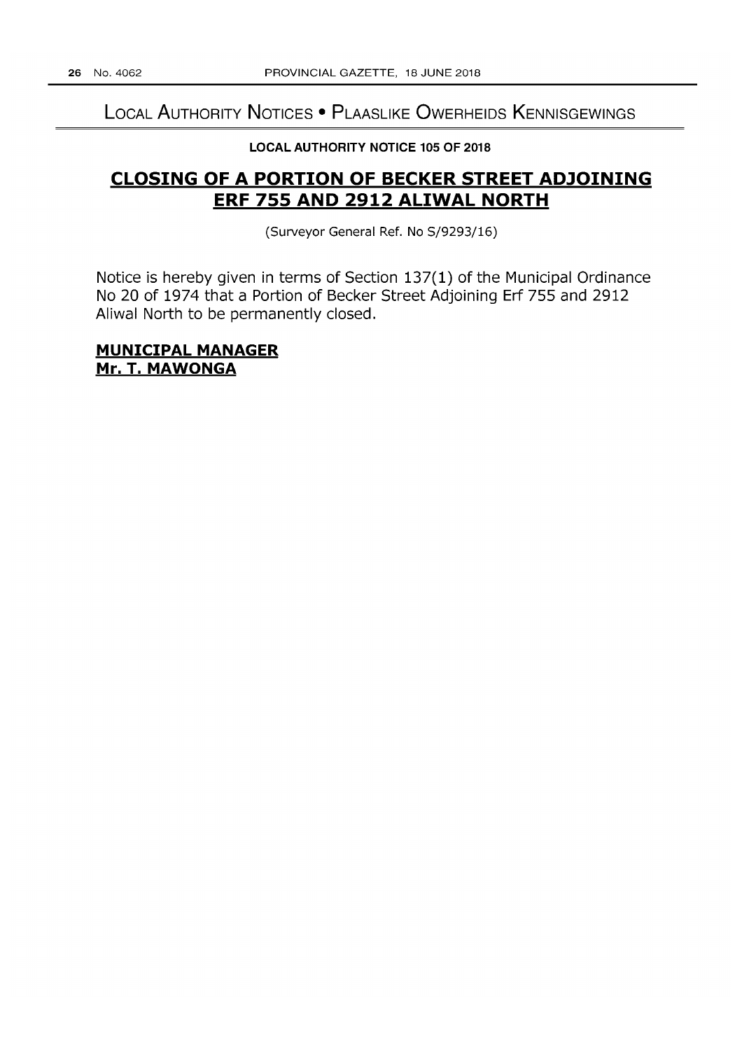## Local Authority Notices • Plaaslike Owerheids Kennisgewings

**LOCAL AUTHORITY NOTICE 105 OF 2018**

# **CLOSING OF A PORTION OF BECKER STREET ADJOINING ERF 755 AND 2912 ALIWAL NORTH**

(Surveyor General Ref. No S/9293/16)

Notice is hereby given in terms of Section 137(1) of the Municipal Ordinance No 20 of 1974 that a Portion of Becker Street Adjoining Erf 755 and 2912 Aliwal North to be permanently closed.

**MUNICIPAL MANAGER**
**Mr. T. MAWONGA**